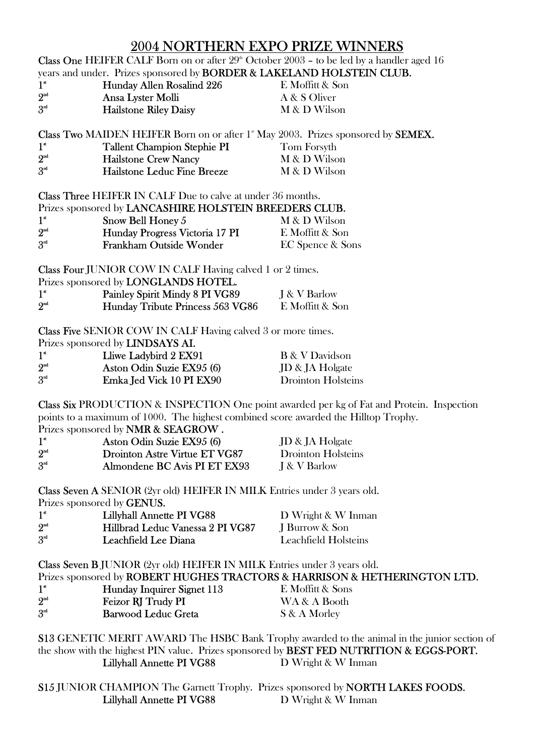# 2004 NORTHERN EXPO PRIZE WINNERS

**Class One** HEIFER CALF Born on or after 29th October 2003 – to be led by a handler aged 16 years and under. Prizes sponsored by **BORDER & LAKELAND HOLSTEIN CLUB.**

| | | |
|---|---|---|
| 1st | **Hunday Allen Rosalind 226** | E Moffitt & Son |
| 2nd | **Ansa Lyster Molli** | A & S Oliver |
| 3rd | **Hailstone Riley Daisy** | M & D Wilson |

**Class Two** MAIDEN HEIFER Born on or after 1st May 2003. Prizes sponsored by **SEMEX.**

| | | |
|---|---|---|
| 1st | **Tallent Champion Stephie PI** | Tom Forsyth |
| 2nd | **Hailstone Crew Nancy** | M & D Wilson |
| 3rd | **Hailstone Leduc Fine Breeze** | M & D Wilson |

**Class Three** HEIFER IN CALF Due to calve at under 36 months.
Prizes sponsored by **LANCASHIRE HOLSTEIN BREEDERS CLUB.**

| | | |
|---|---|---|
| 1st | **Snow Bell Honey 5** | M & D Wilson |
| 2nd | **Hunday Progress Victoria 17 PI** | E Moffitt & Son |
| 3rd | **Frankham Outside Wonder** | EC Spence & Sons |

**Class Four** JUNIOR COW IN CALF Having calved 1 or 2 times.
Prizes sponsored by **LONGLANDS HOTEL.**

| | | |
|---|---|---|
| 1st | **Painley Spirit Mindy 8 PI VG89** | J & V Barlow |
| 2nd | **Hunday Tribute Princess 563 VG86** | E Moffitt & Son |

**Class Five** SENIOR COW IN CALF Having calved 3 or more times.
Prizes sponsored by **LINDSAYS AI.**

| | | |
|---|---|---|
| 1st | **Lliwe Ladybird 2 EX91** | B & V Davidson |
| 2nd | **Aston Odin Suzie EX95 (6)** | JD & JA Holgate |
| 3rd | **Emka Jed Vick 10 PI EX90** | Drointon Holsteins |

**Class Six** PRODUCTION & INSPECTION One point awarded per kg of Fat and Protein. Inspection points to a maximum of 1000. The highest combined score awarded the Hilltop Trophy.
Prizes sponsored by **NMR & SEAGROW .**

| | | |
|---|---|---|
| 1st | **Aston Odin Suzie EX95 (6)** | JD & JA Holgate |
| 2nd | **Drointon Astre Virtue ET VG87** | Drointon Holsteins |
| 3rd | **Almondene BC Avis PI ET EX93** | J & V Barlow |

**Class Seven A** SENIOR (2yr old) HEIFER IN MILK Entries under 3 years old.
Prizes sponsored by **GENUS.**

| | | |
|---|---|---|
| 1st | **Lillyhall Annette PI VG88** | D Wright & W Inman |
| 2nd | **Hillbrad Leduc Vanessa 2 PI VG87** | J Burrow & Son |
| 3rd | **Leachfield Lee Diana** | Leachfield Holsteins |

**Class Seven B** JUNIOR (2yr old) HEIFER IN MILK Entries under 3 years old.
Prizes sponsored by **ROBERT HUGHES TRACTORS & HARRISON & HETHERINGTON LTD.**

| | | |
|---|---|---|
| 1st | **Hunday Inquirer Signet 113** | E Moffitt & Sons |
| 2nd | **Feizor RJ Trudy PI** | WA & A Booth |
| 3rd | **Barwood Leduc Greta** | S & A Morley |

**S13** GENETIC MERIT AWARD The HSBC Bank Trophy awarded to the animal in the junior section of the show with the highest PIN value. Prizes sponsored by **BEST FED NUTRITION & EGGS-PORT.**

**Lillyhall Annette PI VG88** — D Wright & W Inman

**S15** JUNIOR CHAMPION The Garnett Trophy. Prizes sponsored by **NORTH LAKES FOODS.**

**Lillyhall Annette PI VG88** — D Wright & W Inman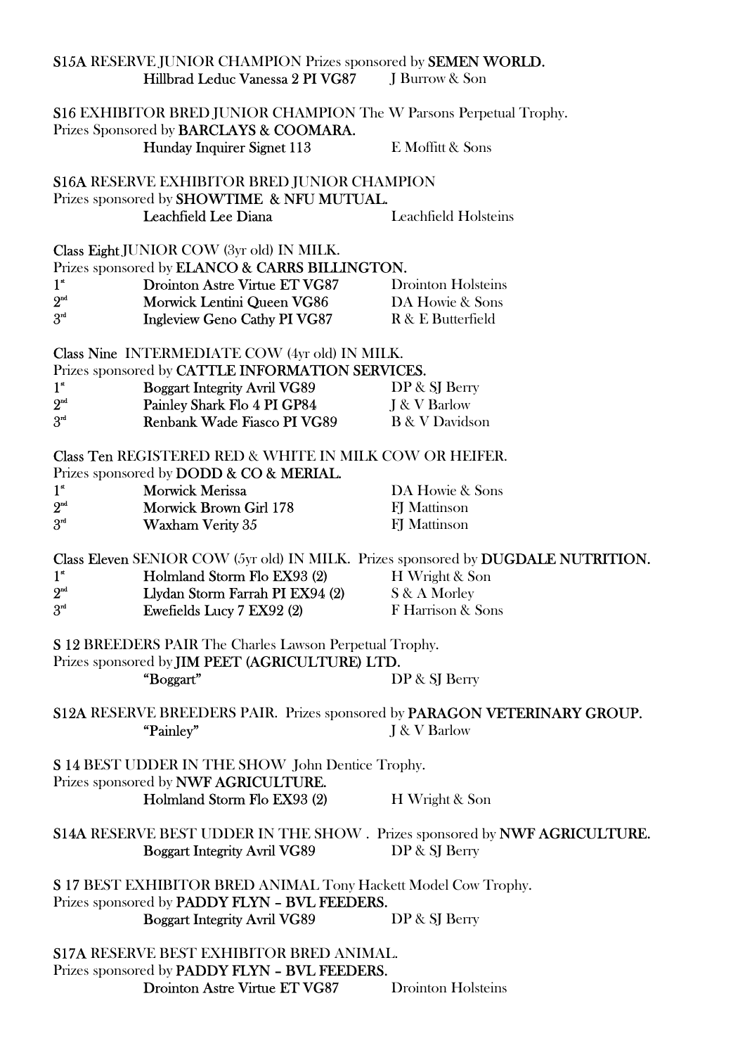**S15A** RESERVE JUNIOR CHAMPION Prizes sponsored by **SEMEN WORLD.**

**Hillbrad Leduc Vanessa 2 PI VG87** J Burrow & Son

**S16** EXHIBITOR BRED JUNIOR CHAMPION The W Parsons Perpetual Trophy.
Prizes Sponsored by **BARCLAYS & COOMARA.**

**Hunday Inquirer Signet 113** E Moffitt & Sons

**S16A** RESERVE EXHIBITOR BRED JUNIOR CHAMPION
Prizes sponsored by **SHOWTIME & NFU MUTUAL.**

**Leachfield Lee Diana** Leachfield Holsteins

**Class Eight** JUNIOR COW (3yr old) IN MILK.
Prizes sponsored by **ELANCO & CARRS BILLINGTON.**

| | | |
|---|---|---|
| 1st | **Drointon Astre Virtue ET VG87** | Drointon Holsteins |
| 2nd | **Morwick Lentini Queen VG86** | DA Howie & Sons |
| 3rd | **Ingleview Geno Cathy PI VG87** | R & E Butterfield |

**Class Nine** INTERMEDIATE COW (4yr old) IN MILK.
Prizes sponsored by **CATTLE INFORMATION SERVICES.**

| | | |
|---|---|---|
| 1st | **Boggart Integrity Avril VG89** | DP & SJ Berry |
| 2nd | **Painley Shark Flo 4 PI GP84** | J & V Barlow |
| 3rd | **Renbank Wade Fiasco PI VG89** | B & V Davidson |

**Class Ten** REGISTERED RED & WHITE IN MILK COW OR HEIFER.
Prizes sponsored by **DODD & CO & MERIAL.**

| | | |
|---|---|---|
| 1st | **Morwick Merissa** | DA Howie & Sons |
| 2nd | **Morwick Brown Girl 178** | FJ Mattinson |
| 3rd | **Waxham Verity 35** | FJ Mattinson |

**Class Eleven** SENIOR COW (5yr old) IN MILK. Prizes sponsored by **DUGDALE NUTRITION.**

| | | |
|---|---|---|
| 1st | **Holmland Storm Flo EX93 (2)** | H Wright & Son |
| 2nd | **Llydan Storm Farrah PI EX94 (2)** | S & A Morley |
| 3rd | **Ewefields Lucy 7 EX92 (2)** | F Harrison & Sons |

**S 12** BREEDERS PAIR The Charles Lawson Perpetual Trophy.
Prizes sponsored by **JIM PEET (AGRICULTURE) LTD.**

**"Boggart"** DP & SJ Berry

**S12A** RESERVE BREEDERS PAIR. Prizes sponsored by **PARAGON VETERINARY GROUP.**

**"Painley"** J & V Barlow

**S 14** BEST UDDER IN THE SHOW John Dentice Trophy.
Prizes sponsored by **NWF AGRICULTURE.**

**Holmland Storm Flo EX93 (2)** H Wright & Son

**S14A** RESERVE BEST UDDER IN THE SHOW . Prizes sponsored by **NWF AGRICULTURE.**

**Boggart Integrity Avril VG89** DP & SJ Berry

**S 17** BEST EXHIBITOR BRED ANIMAL Tony Hackett Model Cow Trophy.
Prizes sponsored by **PADDY FLYN – BVL FEEDERS.**

**Boggart Integrity Avril VG89** DP & SJ Berry

**S17A** RESERVE BEST EXHIBITOR BRED ANIMAL.
Prizes sponsored by **PADDY FLYN – BVL FEEDERS.**

**Drointon Astre Virtue ET VG87** Drointon Holsteins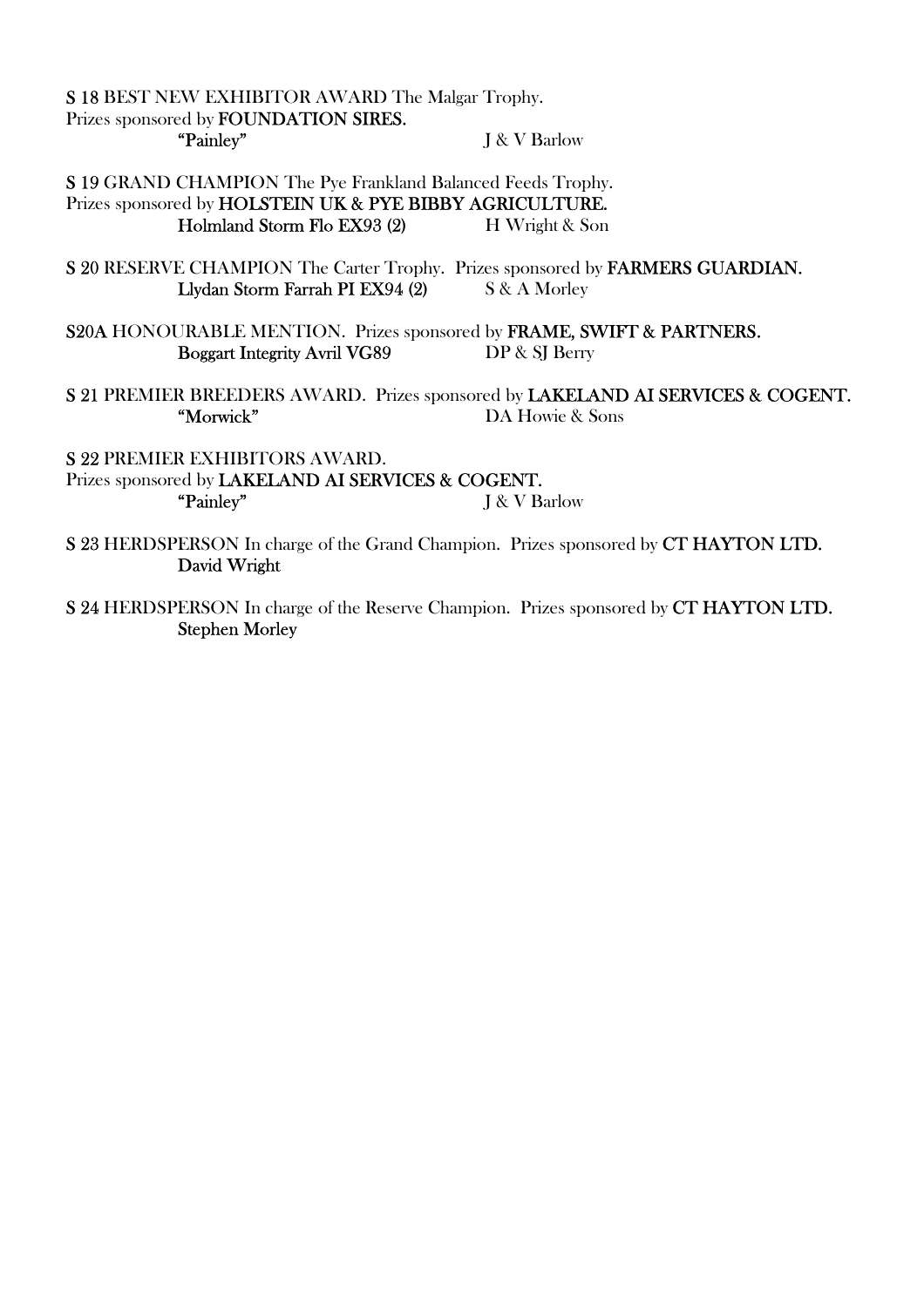**S 18** BEST NEW EXHIBITOR AWARD The Malgar Trophy.
Prizes sponsored by **FOUNDATION SIRES.**
**"Painley"** J & V Barlow

**S 19** GRAND CHAMPION The Pye Frankland Balanced Feeds Trophy.
Prizes sponsored by **HOLSTEIN UK & PYE BIBBY AGRICULTURE.**
**Holmland Storm Flo EX93 (2)** H Wright & Son

**S 20** RESERVE CHAMPION The Carter Trophy. Prizes sponsored by **FARMERS GUARDIAN.**
**Llydan Storm Farrah PI EX94 (2)** S & A Morley

**S20A** HONOURABLE MENTION. Prizes sponsored by **FRAME, SWIFT & PARTNERS.**
**Boggart Integrity Avril VG89** DP & SJ Berry

**S 21** PREMIER BREEDERS AWARD. Prizes sponsored by **LAKELAND AI SERVICES & COGENT.**
**"Morwick"** DA Howie & Sons

**S 22** PREMIER EXHIBITORS AWARD.
Prizes sponsored by **LAKELAND AI SERVICES & COGENT.**
**"Painley"** J & V Barlow

**S 23** HERDSPERSON In charge of the Grand Champion. Prizes sponsored by **CT HAYTON LTD.**
**David Wright**

**S 24** HERDSPERSON In charge of the Reserve Champion. Prizes sponsored by **CT HAYTON LTD.**
**Stephen Morley**